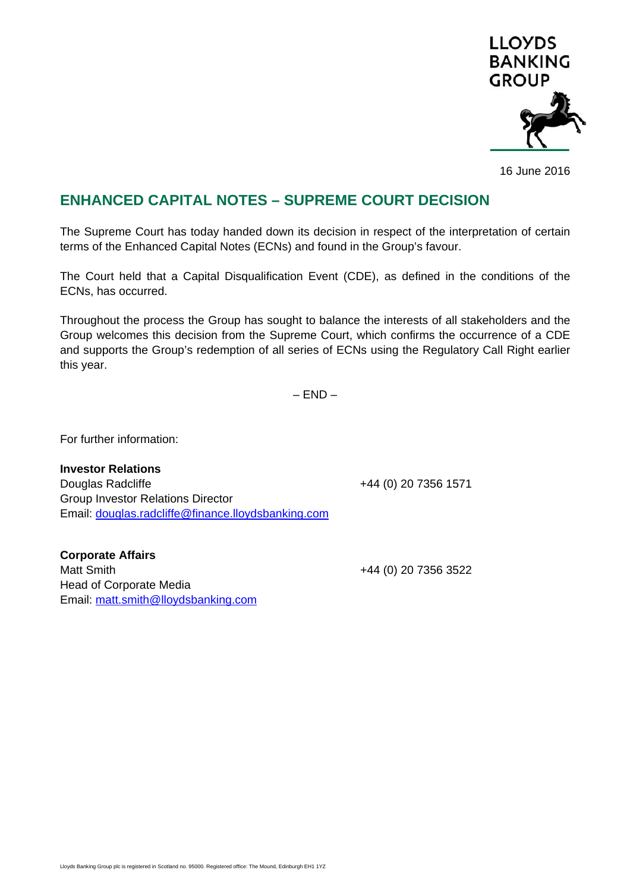LLOYDS BANKING GROUP

16 June 2016

# ENHANCED CAPITAL NOTES – SUPREME COURT DECISION

The Supreme Court has today handed down its decision in respect of the interpretation of certain terms of the Enhanced Capital Notes (ECNs) and found in the Group's favour.

The Court held that a Capital Disqualification Event (CDE), as defined in the conditions of the ECNs, has occurred.

Throughout the process the Group has sought to balance the interests of all stakeholders and the Group welcomes this decision from the Supreme Court, which confirms the occurrence of a CDE and supports the Group's redemption of all series of ECNs using the Regulatory Call Right earlier this year.

– END –

For further information:

**Investor Relations**
Douglas Radcliffe — +44 (0) 20 7356 1571
Group Investor Relations Director
Email: douglas.radcliffe@finance.lloydsbanking.com

**Corporate Affairs**
Matt Smith — +44 (0) 20 7356 3522
Head of Corporate Media
Email: matt.smith@lloydsbanking.com

Lloyds Banking Group plc is registered in Scotland no. 95000. Registered office: The Mound, Edinburgh EH1 1YZ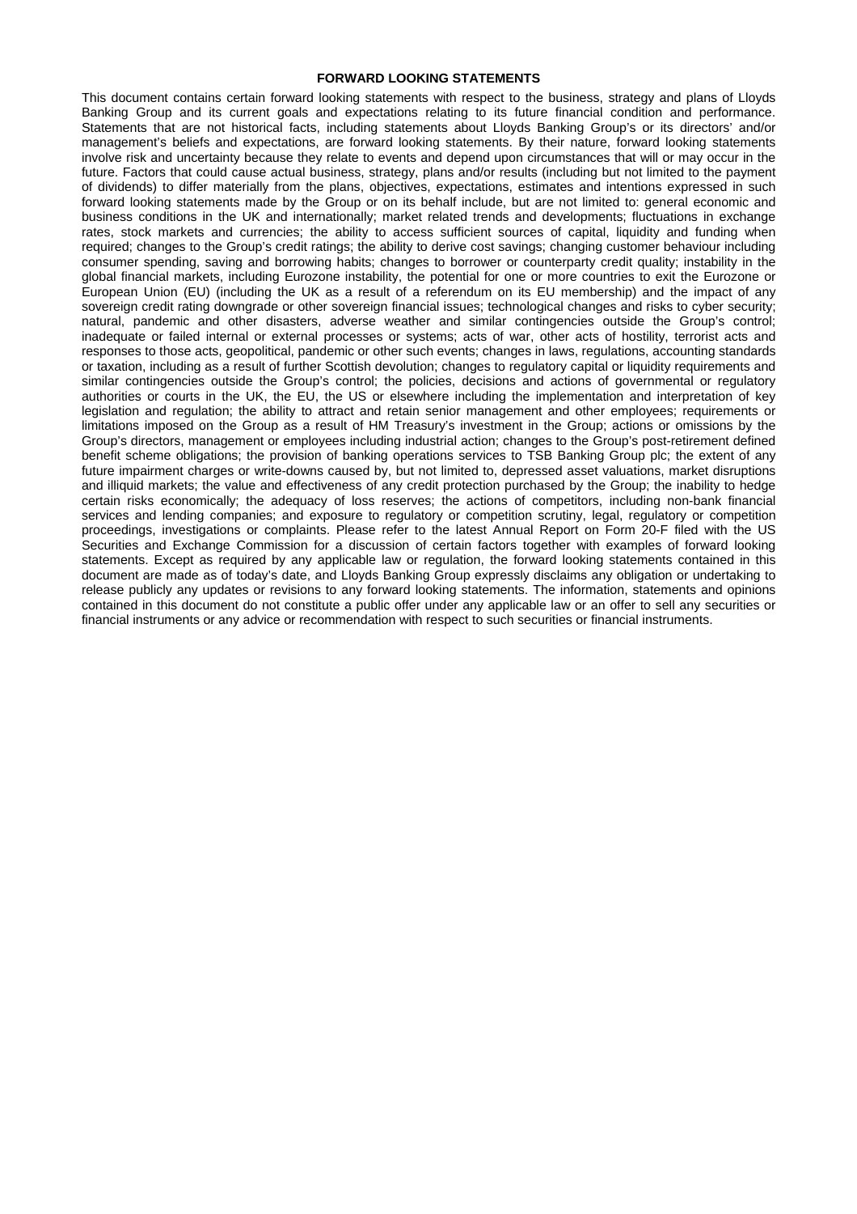**FORWARD LOOKING STATEMENTS**

This document contains certain forward looking statements with respect to the business, strategy and plans of Lloyds Banking Group and its current goals and expectations relating to its future financial condition and performance. Statements that are not historical facts, including statements about Lloyds Banking Group's or its directors' and/or management's beliefs and expectations, are forward looking statements. By their nature, forward looking statements involve risk and uncertainty because they relate to events and depend upon circumstances that will or may occur in the future. Factors that could cause actual business, strategy, plans and/or results (including but not limited to the payment of dividends) to differ materially from the plans, objectives, expectations, estimates and intentions expressed in such forward looking statements made by the Group or on its behalf include, but are not limited to: general economic and business conditions in the UK and internationally; market related trends and developments; fluctuations in exchange rates, stock markets and currencies; the ability to access sufficient sources of capital, liquidity and funding when required; changes to the Group's credit ratings; the ability to derive cost savings; changing customer behaviour including consumer spending, saving and borrowing habits; changes to borrower or counterparty credit quality; instability in the global financial markets, including Eurozone instability, the potential for one or more countries to exit the Eurozone or European Union (EU) (including the UK as a result of a referendum on its EU membership) and the impact of any sovereign credit rating downgrade or other sovereign financial issues; technological changes and risks to cyber security; natural, pandemic and other disasters, adverse weather and similar contingencies outside the Group's control; inadequate or failed internal or external processes or systems; acts of war, other acts of hostility, terrorist acts and responses to those acts, geopolitical, pandemic or other such events; changes in laws, regulations, accounting standards or taxation, including as a result of further Scottish devolution; changes to regulatory capital or liquidity requirements and similar contingencies outside the Group's control; the policies, decisions and actions of governmental or regulatory authorities or courts in the UK, the EU, the US or elsewhere including the implementation and interpretation of key legislation and regulation; the ability to attract and retain senior management and other employees; requirements or limitations imposed on the Group as a result of HM Treasury's investment in the Group; actions or omissions by the Group's directors, management or employees including industrial action; changes to the Group's post-retirement defined benefit scheme obligations; the provision of banking operations services to TSB Banking Group plc; the extent of any future impairment charges or write-downs caused by, but not limited to, depressed asset valuations, market disruptions and illiquid markets; the value and effectiveness of any credit protection purchased by the Group; the inability to hedge certain risks economically; the adequacy of loss reserves; the actions of competitors, including non-bank financial services and lending companies; and exposure to regulatory or competition scrutiny, legal, regulatory or competition proceedings, investigations or complaints. Please refer to the latest Annual Report on Form 20-F filed with the US Securities and Exchange Commission for a discussion of certain factors together with examples of forward looking statements. Except as required by any applicable law or regulation, the forward looking statements contained in this document are made as of today's date, and Lloyds Banking Group expressly disclaims any obligation or undertaking to release publicly any updates or revisions to any forward looking statements. The information, statements and opinions contained in this document do not constitute a public offer under any applicable law or an offer to sell any securities or financial instruments or any advice or recommendation with respect to such securities or financial instruments.